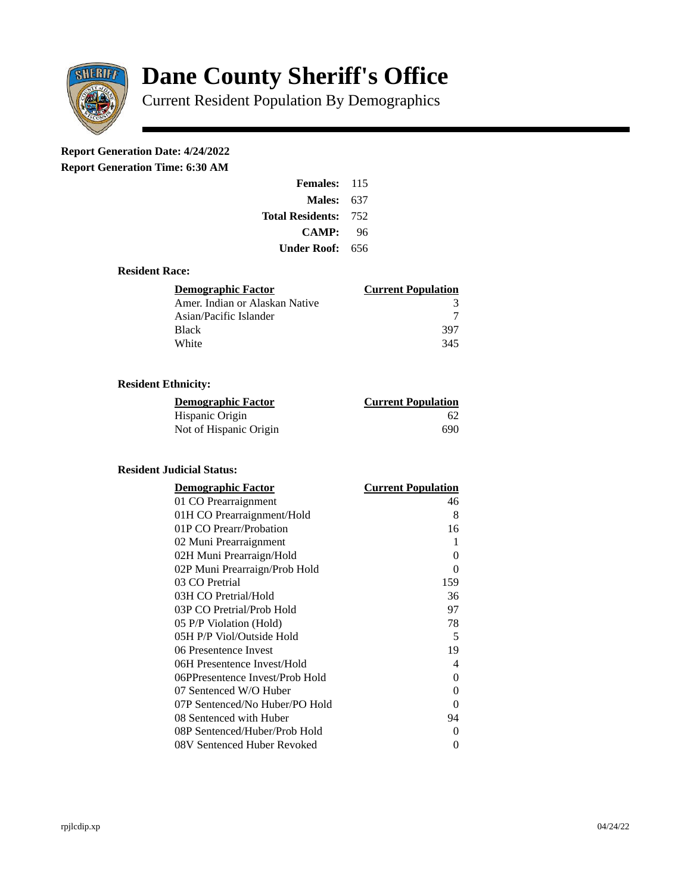# Dane County Sheriff's Office

Current Resident Population By Demographics

**Report Generation Date: 4/24/2022**

**Report Generation Time: 6:30 AM**

| | |
|---|---|
| **Females:** | 115 |
| **Males:** | 637 |
| **Total Residents:** | 752 |
| **CAMP:** | 96 |
| **Under Roof:** | 656 |

### Resident Race:

| Demographic Factor | Current Population |
|---|---|
| Amer. Indian or Alaskan Native | 3 |
| Asian/Pacific Islander | 7 |
| Black | 397 |
| White | 345 |

### Resident Ethnicity:

| Demographic Factor | Current Population |
|---|---|
| Hispanic Origin | 62 |
| Not of Hispanic Origin | 690 |

### Resident Judicial Status:

| Demographic Factor | Current Population |
|---|---|
| 01 CO Prearraignment | 46 |
| 01H CO Prearraignment/Hold | 8 |
| 01P CO Prearr/Probation | 16 |
| 02 Muni Prearraignment | 1 |
| 02H Muni Prearraign/Hold | 0 |
| 02P Muni Prearraign/Prob Hold | 0 |
| 03 CO Pretrial | 159 |
| 03H CO Pretrial/Hold | 36 |
| 03P CO Pretrial/Prob Hold | 97 |
| 05 P/P Violation (Hold) | 78 |
| 05H P/P Viol/Outside Hold | 5 |
| 06 Presentence Invest | 19 |
| 06H Presentence Invest/Hold | 4 |
| 06PPresentence Invest/Prob Hold | 0 |
| 07 Sentenced W/O Huber | 0 |
| 07P Sentenced/No Huber/PO Hold | 0 |
| 08 Sentenced with Huber | 94 |
| 08P Sentenced/Huber/Prob Hold | 0 |
| 08V Sentenced Huber Revoked | 0 |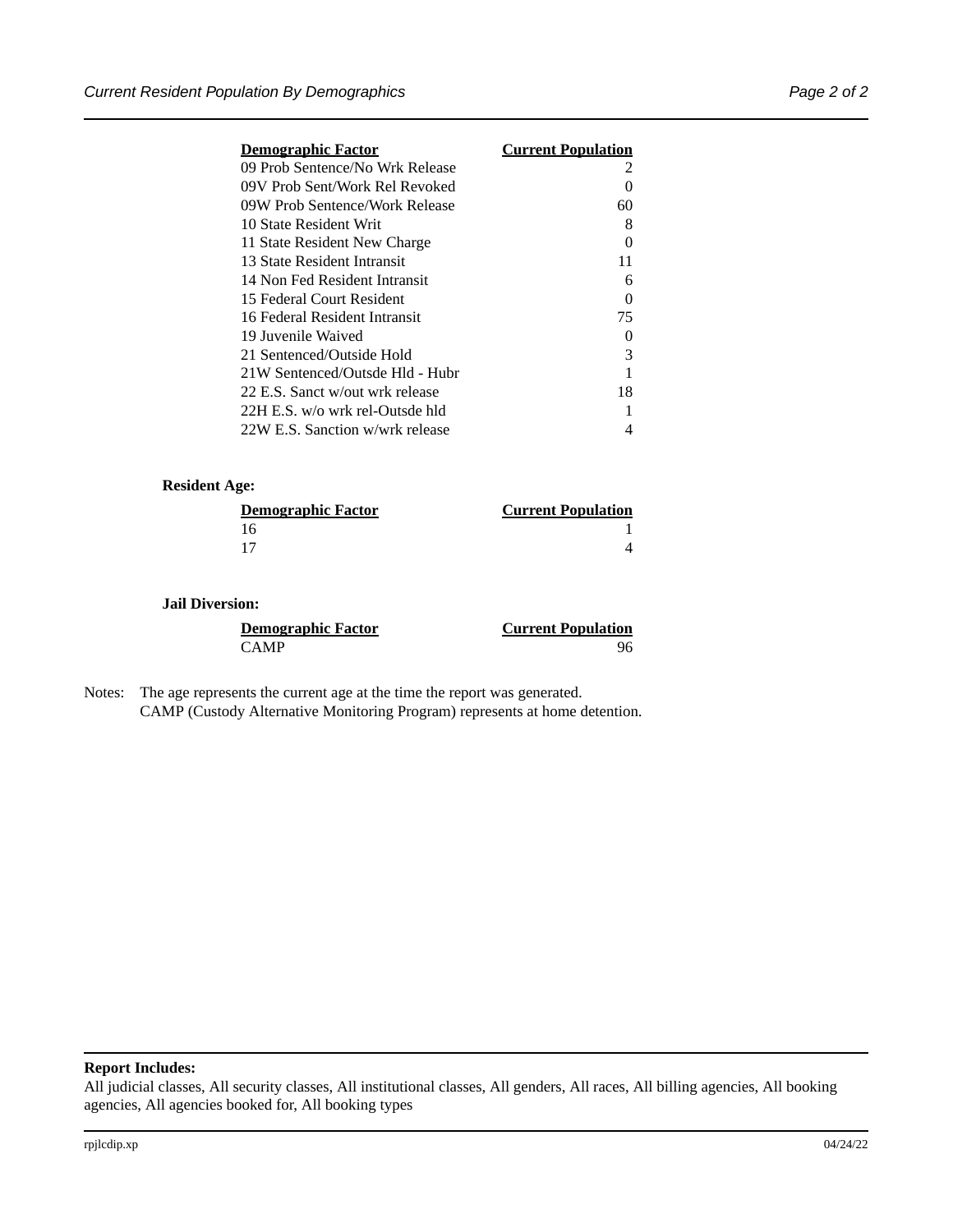| Demographic Factor | Current Population |
|---|---|
| 09 Prob Sentence/No Wrk Release | 2 |
| 09V Prob Sent/Work Rel Revoked | 0 |
| 09W Prob Sentence/Work Release | 60 |
| 10 State Resident Writ | 8 |
| 11 State Resident New Charge | 0 |
| 13 State Resident Intransit | 11 |
| 14 Non Fed Resident Intransit | 6 |
| 15 Federal Court Resident | 0 |
| 16 Federal Resident Intransit | 75 |
| 19 Juvenile Waived | 0 |
| 21 Sentenced/Outside Hold | 3 |
| 21W Sentenced/Outsde Hld - Hubr | 1 |
| 22 E.S. Sanct w/out wrk release | 18 |
| 22H E.S. w/o wrk rel-Outsde hld | 1 |
| 22W E.S. Sanction w/wrk release | 4 |

**Resident Age:**

| Demographic Factor | Current Population |
|---|---|
| 16 | 1 |
| 17 | 4 |

**Jail Diversion:**

| Demographic Factor | Current Population |
|---|---|
| CAMP | 96 |

Notes: The age represents the current age at the time the report was generated.
CAMP (Custody Alternative Monitoring Program) represents at home detention.

**Report Includes:**

All judicial classes, All security classes, All institutional classes, All genders, All races, All billing agencies, All booking agencies, All agencies booked for, All booking types

rpjlcdip.xp 04/24/22